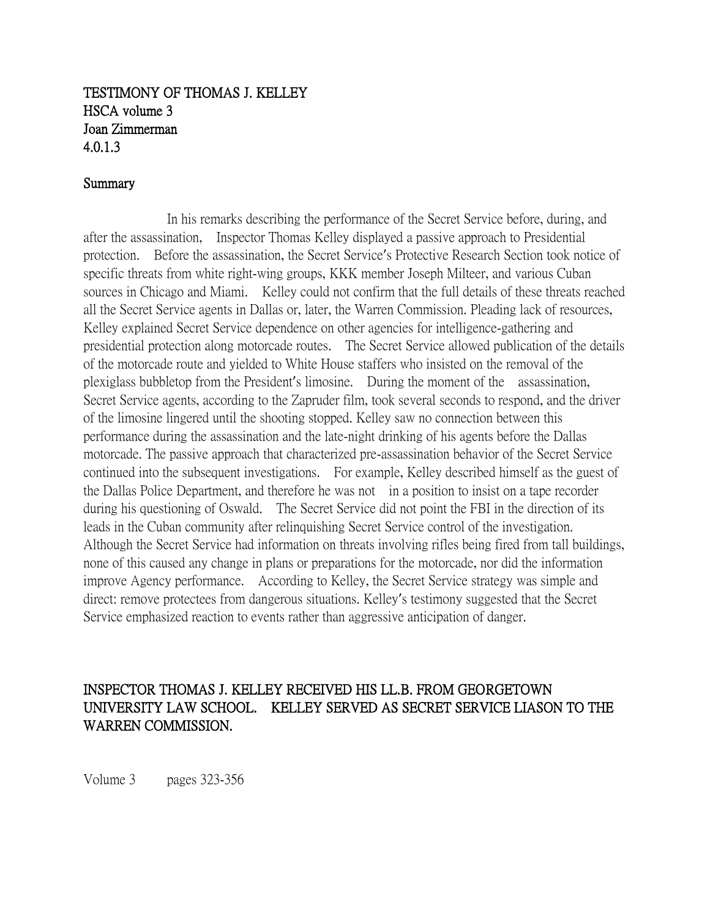TESTIMONY OF THOMAS J. KELLEY
HSCA volume 3
Joan Zimmerman
4.0.1.3

## Summary

In his remarks describing the performance of the Secret Service before, during, and after the assassination, Inspector Thomas Kelley displayed a passive approach to Presidential protection. Before the assassination, the Secret Service's Protective Research Section took notice of specific threats from white right-wing groups, KKK member Joseph Milteer, and various Cuban sources in Chicago and Miami. Kelley could not confirm that the full details of these threats reached all the Secret Service agents in Dallas or, later, the Warren Commission. Pleading lack of resources, Kelley explained Secret Service dependence on other agencies for intelligence-gathering and presidential protection along motorcade routes. The Secret Service allowed publication of the details of the motorcade route and yielded to White House staffers who insisted on the removal of the plexiglass bubbletop from the President's limosine. During the moment of the assassination, Secret Service agents, according to the Zapruder film, took several seconds to respond, and the driver of the limosine lingered until the shooting stopped. Kelley saw no connection between this performance during the assassination and the late-night drinking of his agents before the Dallas motorcade. The passive approach that characterized pre-assassination behavior of the Secret Service continued into the subsequent investigations. For example, Kelley described himself as the guest of the Dallas Police Department, and therefore he was not in a position to insist on a tape recorder during his questioning of Oswald. The Secret Service did not point the FBI in the direction of its leads in the Cuban community after relinquishing Secret Service control of the investigation. Although the Secret Service had information on threats involving rifles being fired from tall buildings, none of this caused any change in plans or preparations for the motorcade, nor did the information improve Agency performance. According to Kelley, the Secret Service strategy was simple and direct: remove protectees from dangerous situations. Kelley's testimony suggested that the Secret Service emphasized reaction to events rather than aggressive anticipation of danger.

INSPECTOR THOMAS J. KELLEY RECEIVED HIS LL.B. FROM GEORGETOWN UNIVERSITY LAW SCHOOL. KELLEY SERVED AS SECRET SERVICE LIASON TO THE WARREN COMMISSION.

Volume 3 pages 323-356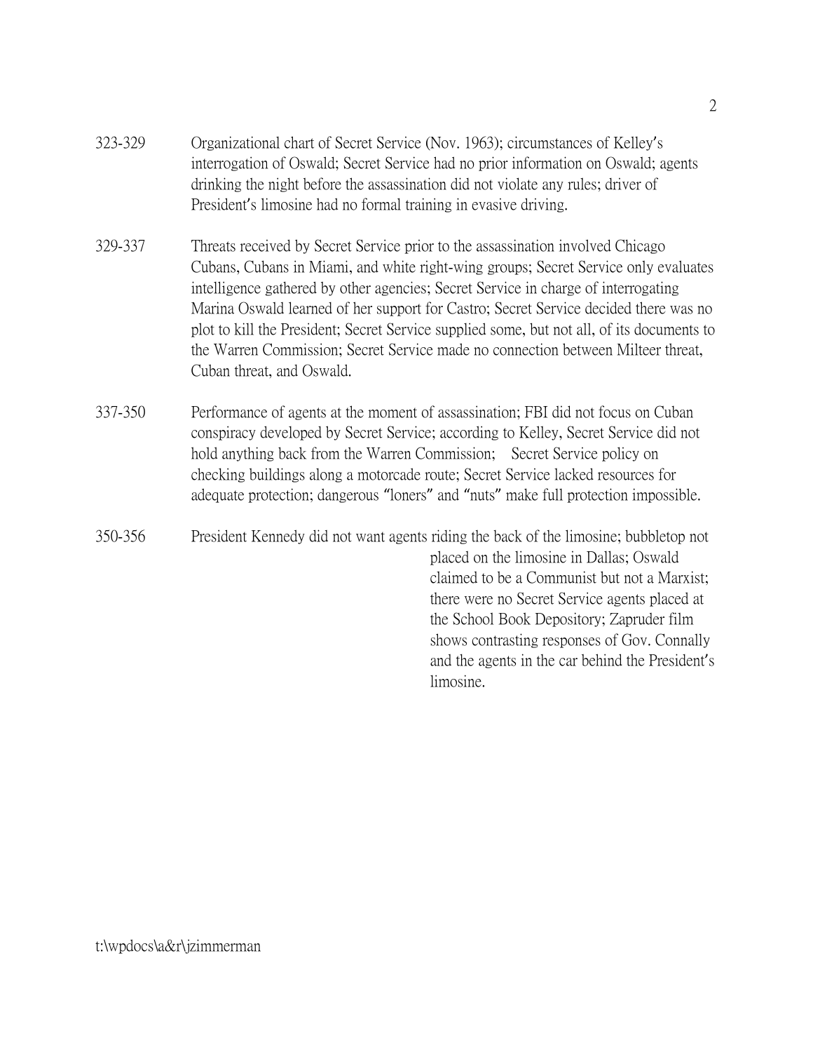323-329 Organizational chart of Secret Service (Nov. 1963); circumstances of Kelley's interrogation of Oswald; Secret Service had no prior information on Oswald; agents drinking the night before the assassination did not violate any rules; driver of President's limosine had no formal training in evasive driving.

329-337 Threats received by Secret Service prior to the assassination involved Chicago Cubans, Cubans in Miami, and white right-wing groups; Secret Service only evaluates intelligence gathered by other agencies; Secret Service in charge of interrogating Marina Oswald learned of her support for Castro; Secret Service decided there was no plot to kill the President; Secret Service supplied some, but not all, of its documents to the Warren Commission; Secret Service made no connection between Milteer threat, Cuban threat, and Oswald.

337-350 Performance of agents at the moment of assassination; FBI did not focus on Cuban conspiracy developed by Secret Service; according to Kelley, Secret Service did not hold anything back from the Warren Commission; Secret Service policy on checking buildings along a motorcade route; Secret Service lacked resources for adequate protection; dangerous "loners" and "nuts" make full protection impossible.

350-356 President Kennedy did not want agents riding the back of the limosine; bubbletop not placed on the limosine in Dallas; Oswald claimed to be a Communist but not a Marxist; there were no Secret Service agents placed at the School Book Depository; Zapruder film shows contrasting responses of Gov. Connally and the agents in the car behind the President's limosine.

t:\wpdocs\a&r\jzimmerman